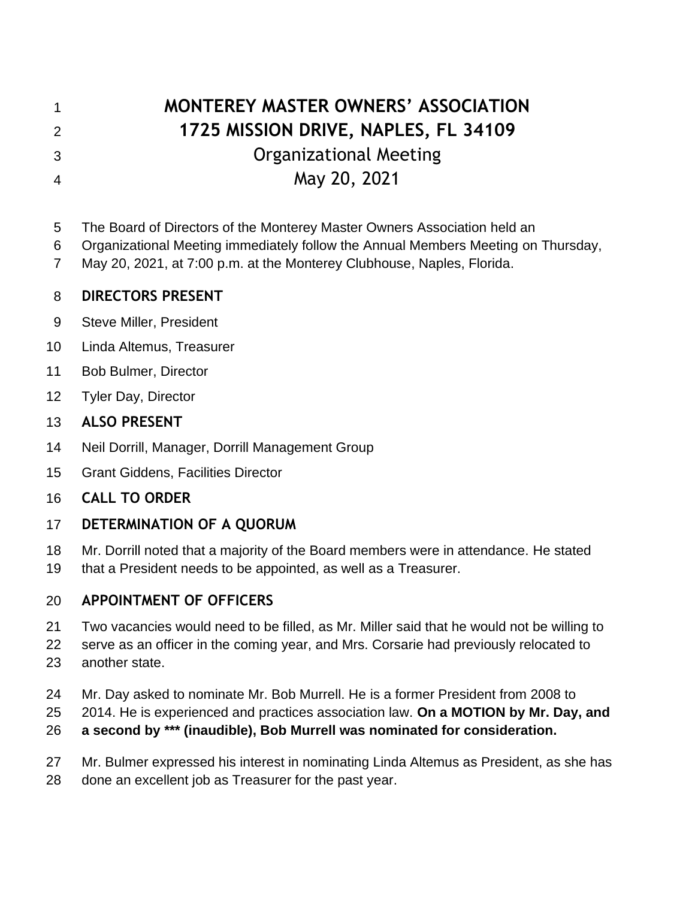# MONTEREY MASTER OWNERS' ASSOCIATION

# 1725 MISSION DRIVE, NAPLES, FL 34109

## Organizational Meeting

## May 20, 2021

The Board of Directors of the Monterey Master Owners Association held an Organizational Meeting immediately follow the Annual Members Meeting on Thursday, May 20, 2021, at 7:00 p.m. at the Monterey Clubhouse, Naples, Florida.

### DIRECTORS PRESENT

Steve Miller, President

Linda Altemus, Treasurer

Bob Bulmer, Director

Tyler Day, Director

### ALSO PRESENT

Neil Dorrill, Manager, Dorrill Management Group

Grant Giddens, Facilities Director

### CALL TO ORDER

### DETERMINATION OF A QUORUM

Mr. Dorrill noted that a majority of the Board members were in attendance. He stated that a President needs to be appointed, as well as a Treasurer.

### APPOINTMENT OF OFFICERS

Two vacancies would need to be filled, as Mr. Miller said that he would not be willing to serve as an officer in the coming year, and Mrs. Corsarie had previously relocated to another state.

Mr. Day asked to nominate Mr. Bob Murrell. He is a former President from 2008 to 2014. He is experienced and practices association law. **On a MOTION by Mr. Day, and a second by *** (inaudible), Bob Murrell was nominated for consideration.**

Mr. Bulmer expressed his interest in nominating Linda Altemus as President, as she has done an excellent job as Treasurer for the past year.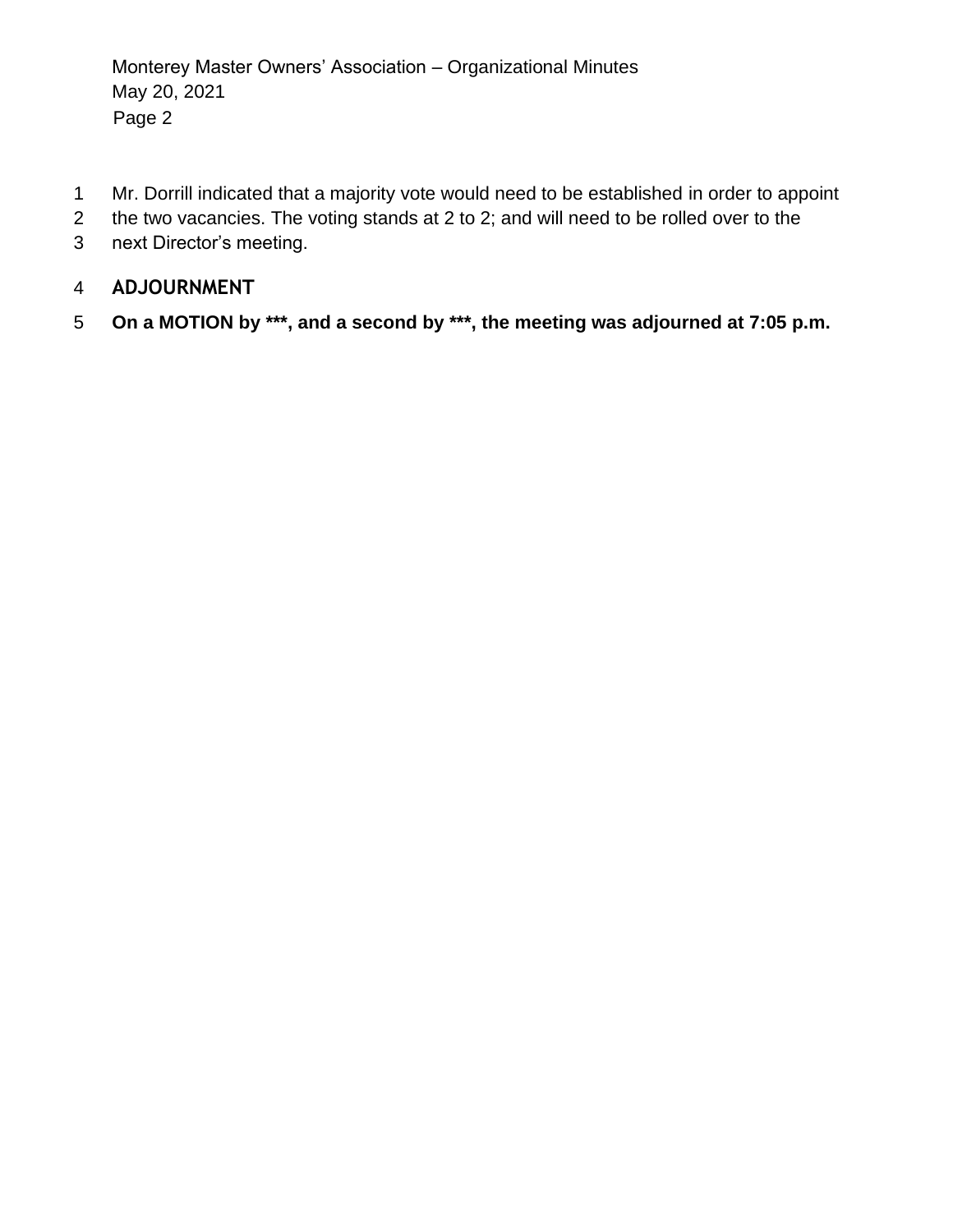Mr. Dorrill indicated that a majority vote would need to be established in order to appoint the two vacancies. The voting stands at 2 to 2; and will need to be rolled over to the next Director's meeting.

## ADJOURNMENT

**On a MOTION by ***, and a second by ***, the meeting was adjourned at 7:05 p.m.**